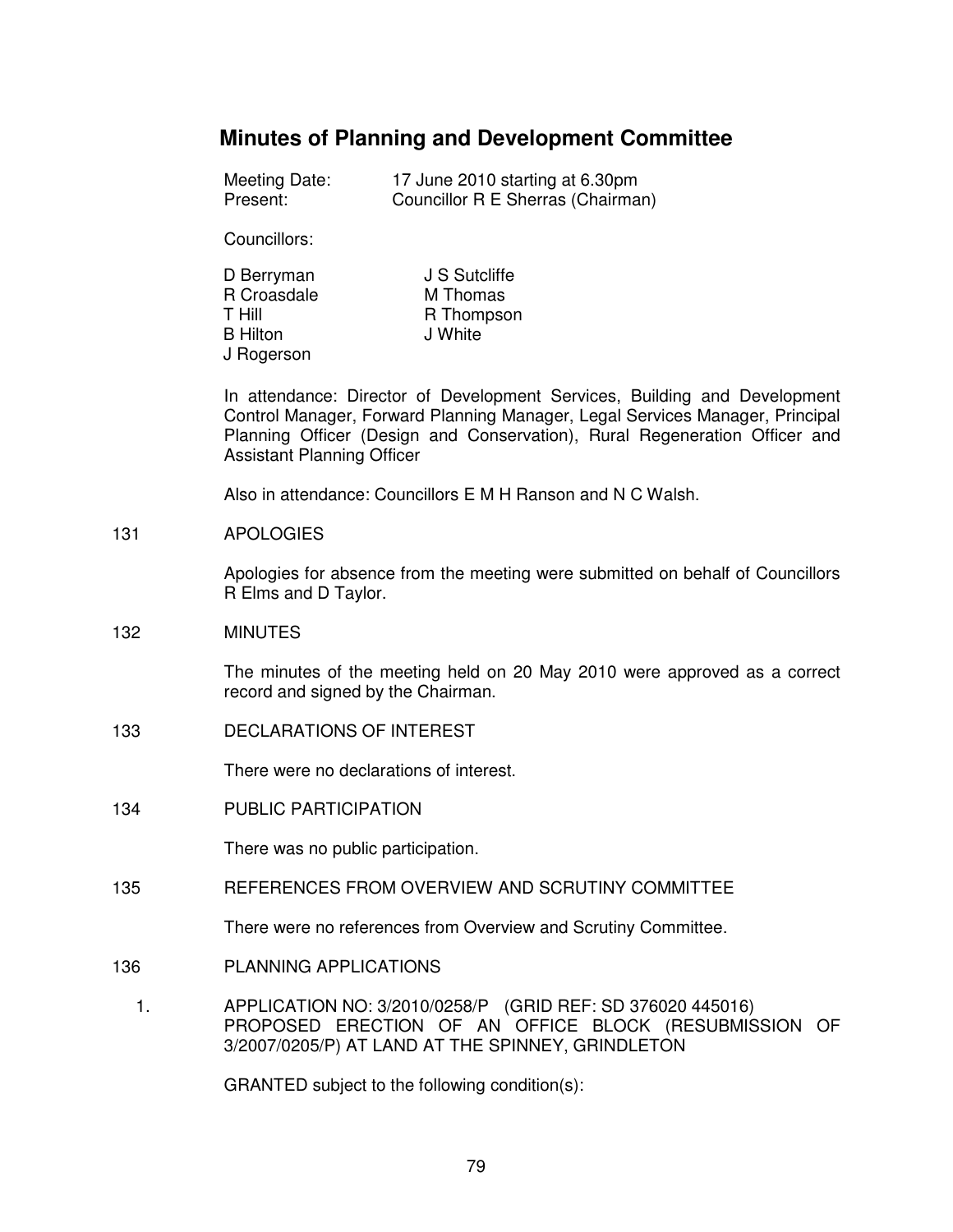# Minutes of Planning and Development Committee

Meeting Date: 17 June 2010 starting at 6.30pm
Present: Councillor R E Sherras (Chairman)

Councillors:

D Berryman
R Croasdale
T Hill
B Hilton
J Rogerson
J S Sutcliffe
M Thomas
R Thompson
J White

In attendance: Director of Development Services, Building and Development Control Manager, Forward Planning Manager, Legal Services Manager, Principal Planning Officer (Design and Conservation), Rural Regeneration Officer and Assistant Planning Officer

Also in attendance: Councillors E M H Ranson and N C Walsh.

131 APOLOGIES

Apologies for absence from the meeting were submitted on behalf of Councillors R Elms and D Taylor.

132 MINUTES

The minutes of the meeting held on 20 May 2010 were approved as a correct record and signed by the Chairman.

133 DECLARATIONS OF INTEREST

There were no declarations of interest.

134 PUBLIC PARTICIPATION

There was no public participation.

135 REFERENCES FROM OVERVIEW AND SCRUTINY COMMITTEE

There were no references from Overview and Scrutiny Committee.

136 PLANNING APPLICATIONS

1. APPLICATION NO: 3/2010/0258/P (GRID REF: SD 376020 445016) PROPOSED ERECTION OF AN OFFICE BLOCK (RESUBMISSION OF 3/2007/0205/P) AT LAND AT THE SPINNEY, GRINDLETON

GRANTED subject to the following condition(s):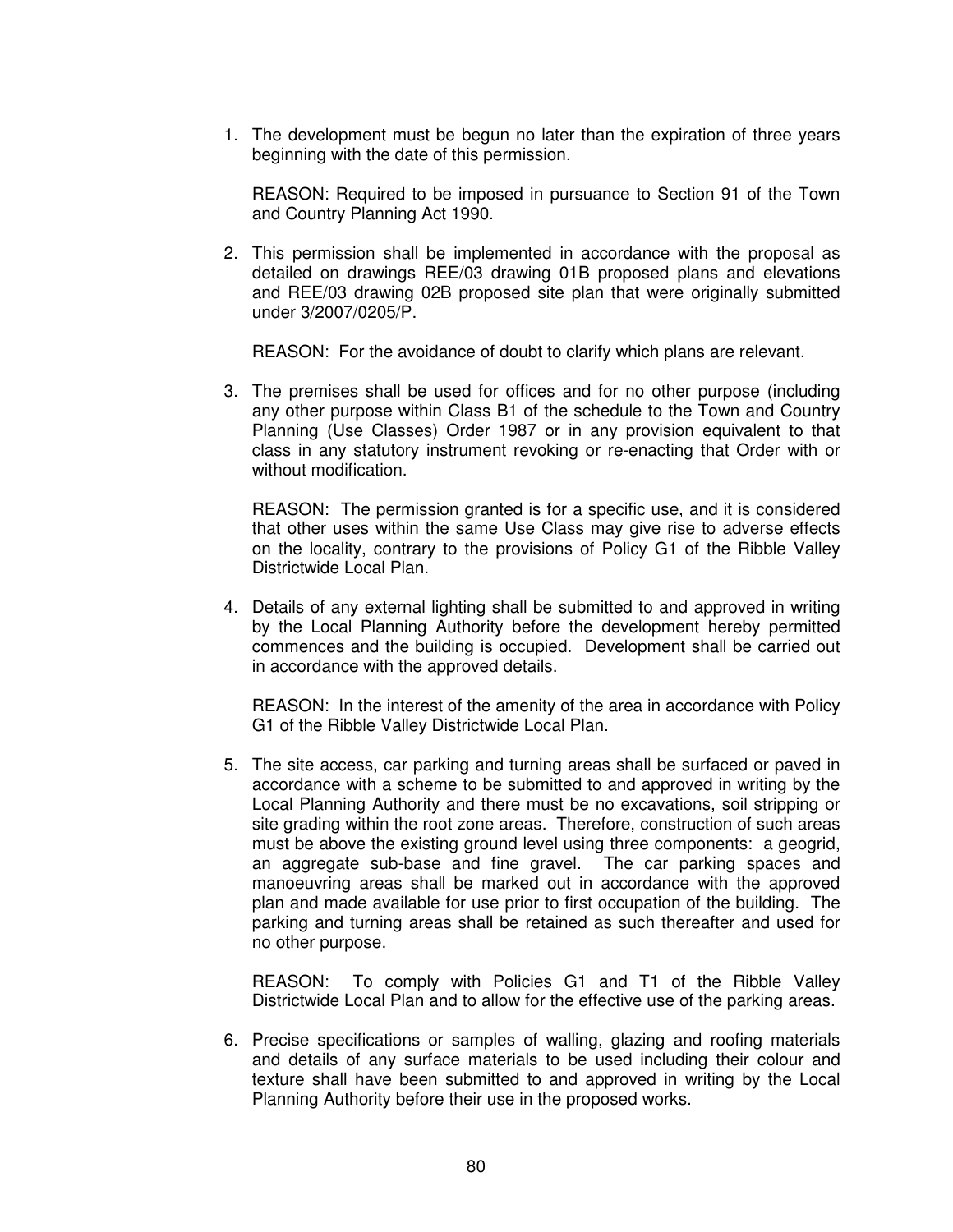1. The development must be begun no later than the expiration of three years beginning with the date of this permission.

   REASON: Required to be imposed in pursuance to Section 91 of the Town and Country Planning Act 1990.

2. This permission shall be implemented in accordance with the proposal as detailed on drawings REE/03 drawing 01B proposed plans and elevations and REE/03 drawing 02B proposed site plan that were originally submitted under 3/2007/0205/P.

   REASON: For the avoidance of doubt to clarify which plans are relevant.

3. The premises shall be used for offices and for no other purpose (including any other purpose within Class B1 of the schedule to the Town and Country Planning (Use Classes) Order 1987 or in any provision equivalent to that class in any statutory instrument revoking or re-enacting that Order with or without modification.

   REASON: The permission granted is for a specific use, and it is considered that other uses within the same Use Class may give rise to adverse effects on the locality, contrary to the provisions of Policy G1 of the Ribble Valley Districtwide Local Plan.

4. Details of any external lighting shall be submitted to and approved in writing by the Local Planning Authority before the development hereby permitted commences and the building is occupied. Development shall be carried out in accordance with the approved details.

   REASON: In the interest of the amenity of the area in accordance with Policy G1 of the Ribble Valley Districtwide Local Plan.

5. The site access, car parking and turning areas shall be surfaced or paved in accordance with a scheme to be submitted to and approved in writing by the Local Planning Authority and there must be no excavations, soil stripping or site grading within the root zone areas. Therefore, construction of such areas must be above the existing ground level using three components: a geogrid, an aggregate sub-base and fine gravel. The car parking spaces and manoeuvring areas shall be marked out in accordance with the approved plan and made available for use prior to first occupation of the building. The parking and turning areas shall be retained as such thereafter and used for no other purpose.

   REASON: To comply with Policies G1 and T1 of the Ribble Valley Districtwide Local Plan and to allow for the effective use of the parking areas.

6. Precise specifications or samples of walling, glazing and roofing materials and details of any surface materials to be used including their colour and texture shall have been submitted to and approved in writing by the Local Planning Authority before their use in the proposed works.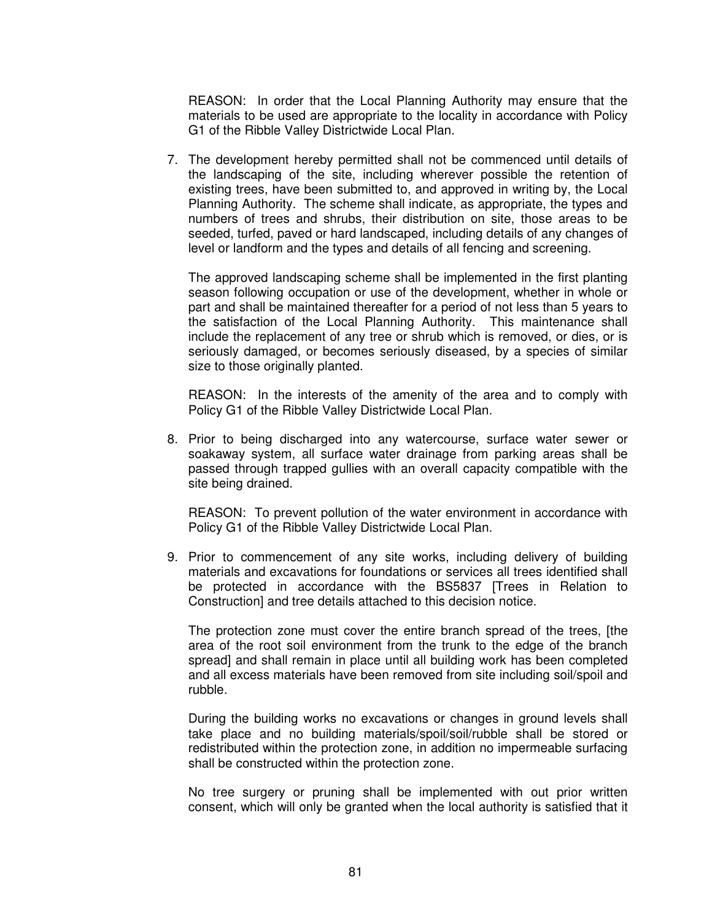REASON: In order that the Local Planning Authority may ensure that the materials to be used are appropriate to the locality in accordance with Policy G1 of the Ribble Valley Districtwide Local Plan.

7. The development hereby permitted shall not be commenced until details of the landscaping of the site, including wherever possible the retention of existing trees, have been submitted to, and approved in writing by, the Local Planning Authority. The scheme shall indicate, as appropriate, the types and numbers of trees and shrubs, their distribution on site, those areas to be seeded, turfed, paved or hard landscaped, including details of any changes of level or landform and the types and details of all fencing and screening.

   The approved landscaping scheme shall be implemented in the first planting season following occupation or use of the development, whether in whole or part and shall be maintained thereafter for a period of not less than 5 years to the satisfaction of the Local Planning Authority. This maintenance shall include the replacement of any tree or shrub which is removed, or dies, or is seriously damaged, or becomes seriously diseased, by a species of similar size to those originally planted.

   REASON: In the interests of the amenity of the area and to comply with Policy G1 of the Ribble Valley Districtwide Local Plan.

8. Prior to being discharged into any watercourse, surface water sewer or soakaway system, all surface water drainage from parking areas shall be passed through trapped gullies with an overall capacity compatible with the site being drained.

   REASON: To prevent pollution of the water environment in accordance with Policy G1 of the Ribble Valley Districtwide Local Plan.

9. Prior to commencement of any site works, including delivery of building materials and excavations for foundations or services all trees identified shall be protected in accordance with the BS5837 [Trees in Relation to Construction] and tree details attached to this decision notice.

   The protection zone must cover the entire branch spread of the trees, [the area of the root soil environment from the trunk to the edge of the branch spread] and shall remain in place until all building work has been completed and all excess materials have been removed from site including soil/spoil and rubble.

   During the building works no excavations or changes in ground levels shall take place and no building materials/spoil/soil/rubble shall be stored or redistributed within the protection zone, in addition no impermeable surfacing shall be constructed within the protection zone.

   No tree surgery or pruning shall be implemented with out prior written consent, which will only be granted when the local authority is satisfied that it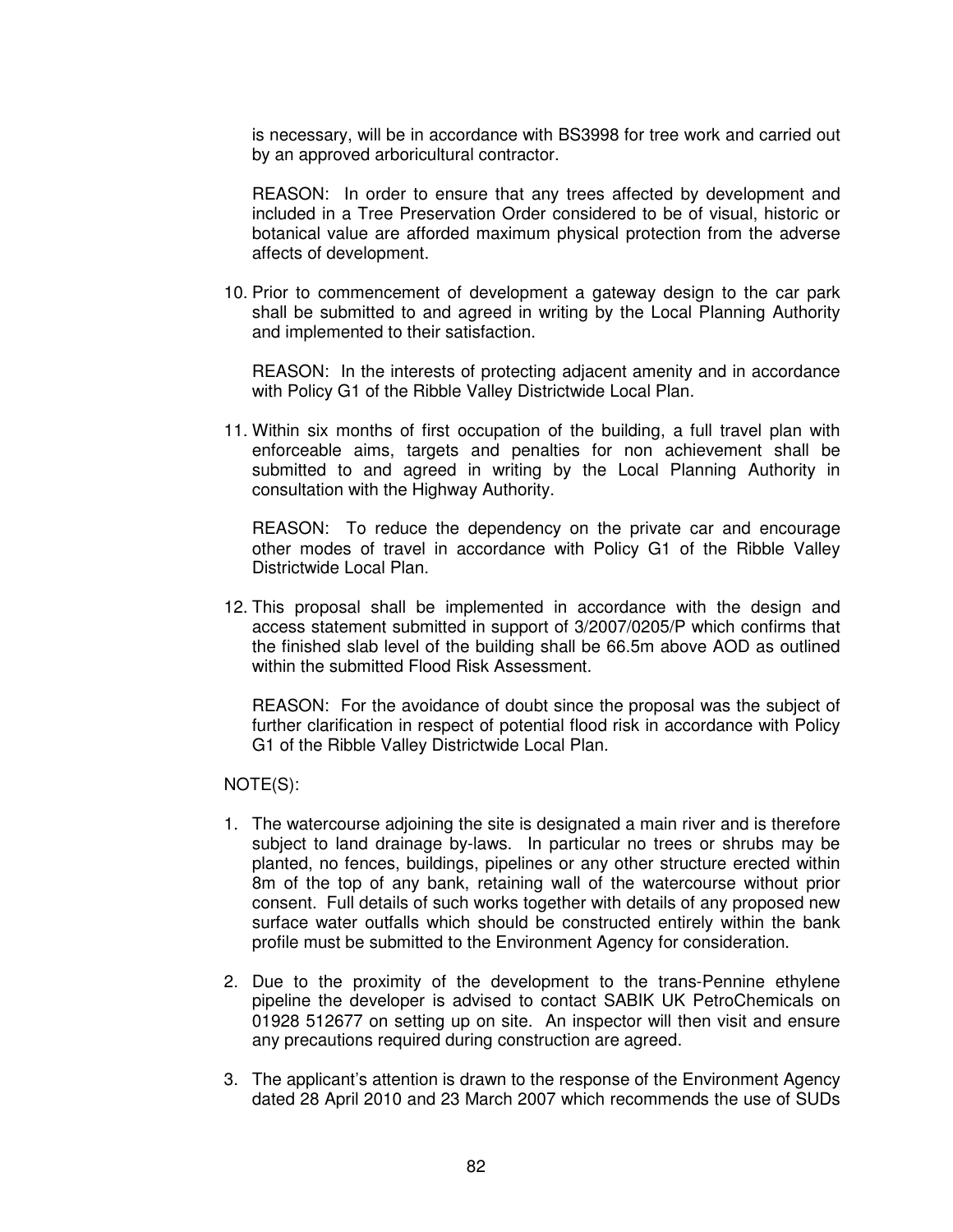is necessary, will be in accordance with BS3998 for tree work and carried out by an approved arboricultural contractor.

REASON: In order to ensure that any trees affected by development and included in a Tree Preservation Order considered to be of visual, historic or botanical value are afforded maximum physical protection from the adverse affects of development.

10. Prior to commencement of development a gateway design to the car park shall be submitted to and agreed in writing by the Local Planning Authority and implemented to their satisfaction.

    REASON: In the interests of protecting adjacent amenity and in accordance with Policy G1 of the Ribble Valley Districtwide Local Plan.

11. Within six months of first occupation of the building, a full travel plan with enforceable aims, targets and penalties for non achievement shall be submitted to and agreed in writing by the Local Planning Authority in consultation with the Highway Authority.

    REASON: To reduce the dependency on the private car and encourage other modes of travel in accordance with Policy G1 of the Ribble Valley Districtwide Local Plan.

12. This proposal shall be implemented in accordance with the design and access statement submitted in support of 3/2007/0205/P which confirms that the finished slab level of the building shall be 66.5m above AOD as outlined within the submitted Flood Risk Assessment.

    REASON: For the avoidance of doubt since the proposal was the subject of further clarification in respect of potential flood risk in accordance with Policy G1 of the Ribble Valley Districtwide Local Plan.

NOTE(S):

1. The watercourse adjoining the site is designated a main river and is therefore subject to land drainage by-laws. In particular no trees or shrubs may be planted, no fences, buildings, pipelines or any other structure erected within 8m of the top of any bank, retaining wall of the watercourse without prior consent. Full details of such works together with details of any proposed new surface water outfalls which should be constructed entirely within the bank profile must be submitted to the Environment Agency for consideration.

2. Due to the proximity of the development to the trans-Pennine ethylene pipeline the developer is advised to contact SABIK UK PetroChemicals on 01928 512677 on setting up on site. An inspector will then visit and ensure any precautions required during construction are agreed.

3. The applicant's attention is drawn to the response of the Environment Agency dated 28 April 2010 and 23 March 2007 which recommends the use of SUDs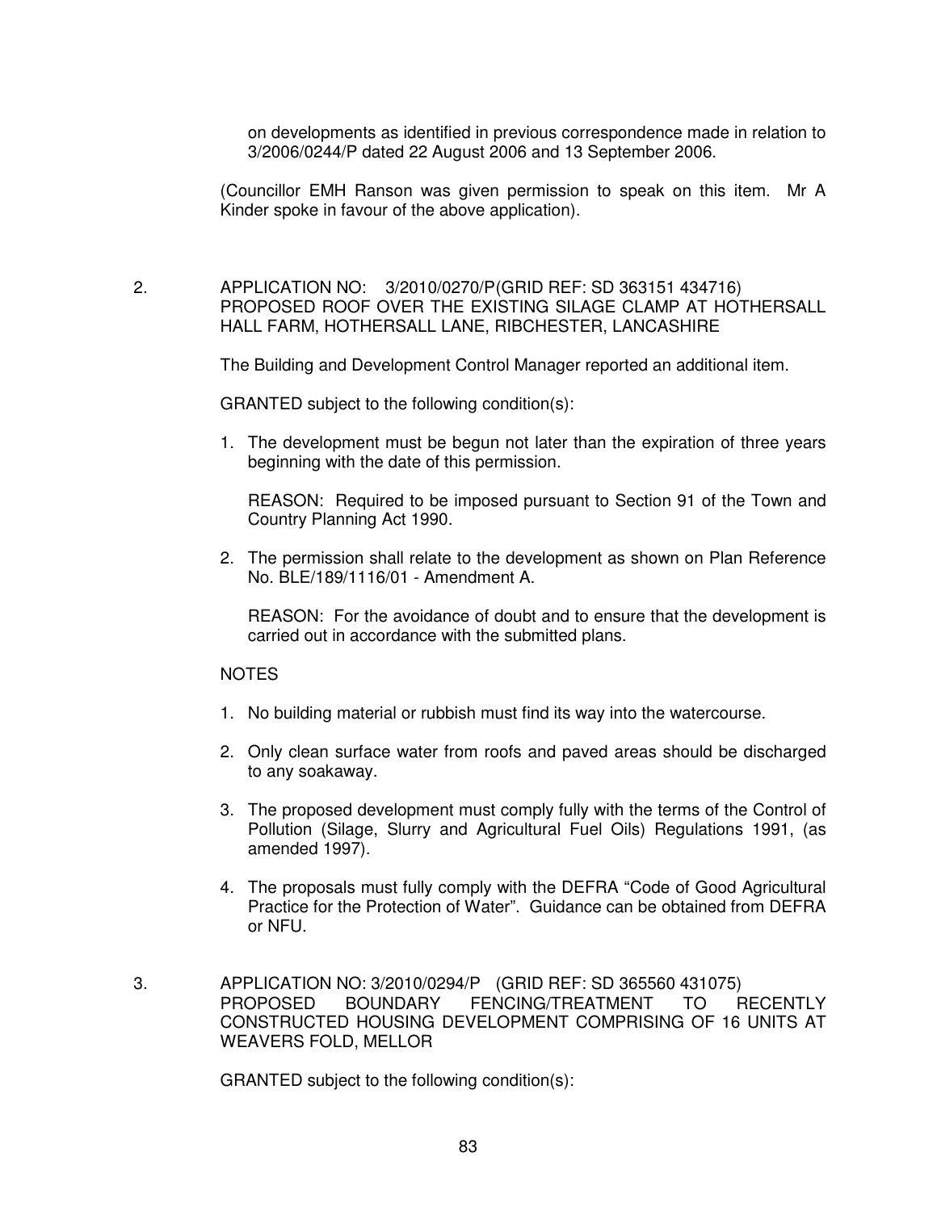on developments as identified in previous correspondence made in relation to 3/2006/0244/P dated 22 August 2006 and 13 September 2006.

(Councillor EMH Ranson was given permission to speak on this item. Mr A Kinder spoke in favour of the above application).

2. APPLICATION NO: 3/2010/0270/P(GRID REF: SD 363151 434716) PROPOSED ROOF OVER THE EXISTING SILAGE CLAMP AT HOTHERSALL HALL FARM, HOTHERSALL LANE, RIBCHESTER, LANCASHIRE

The Building and Development Control Manager reported an additional item.

GRANTED subject to the following condition(s):

1. The development must be begun not later than the expiration of three years beginning with the date of this permission.

   REASON: Required to be imposed pursuant to Section 91 of the Town and Country Planning Act 1990.

2. The permission shall relate to the development as shown on Plan Reference No. BLE/189/1116/01 - Amendment A.

   REASON: For the avoidance of doubt and to ensure that the development is carried out in accordance with the submitted plans.

NOTES

1. No building material or rubbish must find its way into the watercourse.
2. Only clean surface water from roofs and paved areas should be discharged to any soakaway.
3. The proposed development must comply fully with the terms of the Control of Pollution (Silage, Slurry and Agricultural Fuel Oils) Regulations 1991, (as amended 1997).
4. The proposals must fully comply with the DEFRA "Code of Good Agricultural Practice for the Protection of Water". Guidance can be obtained from DEFRA or NFU.

3. APPLICATION NO: 3/2010/0294/P (GRID REF: SD 365560 431075) PROPOSED BOUNDARY FENCING/TREATMENT TO RECENTLY CONSTRUCTED HOUSING DEVELOPMENT COMPRISING OF 16 UNITS AT WEAVERS FOLD, MELLOR

GRANTED subject to the following condition(s):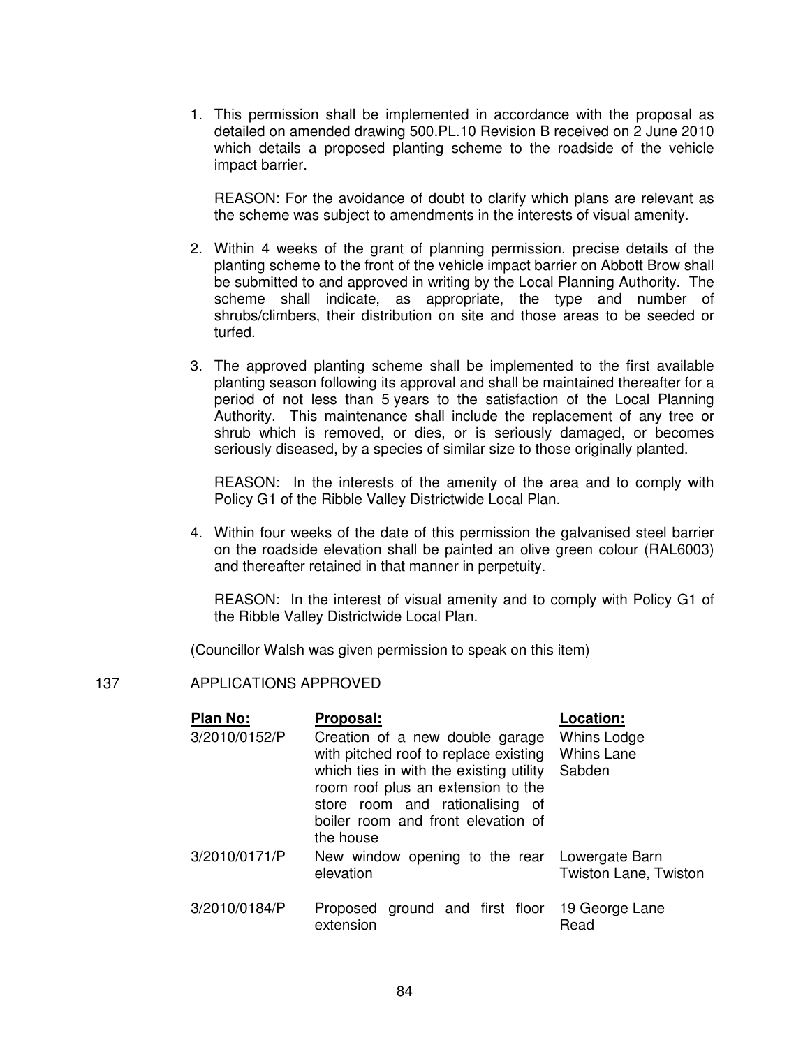1. This permission shall be implemented in accordance with the proposal as detailed on amended drawing 500.PL.10 Revision B received on 2 June 2010 which details a proposed planting scheme to the roadside of the vehicle impact barrier.

   REASON: For the avoidance of doubt to clarify which plans are relevant as the scheme was subject to amendments in the interests of visual amenity.

2. Within 4 weeks of the grant of planning permission, precise details of the planting scheme to the front of the vehicle impact barrier on Abbott Brow shall be submitted to and approved in writing by the Local Planning Authority. The scheme shall indicate, as appropriate, the type and number of shrubs/climbers, their distribution on site and those areas to be seeded or turfed.

3. The approved planting scheme shall be implemented to the first available planting season following its approval and shall be maintained thereafter for a period of not less than 5 years to the satisfaction of the Local Planning Authority. This maintenance shall include the replacement of any tree or shrub which is removed, or dies, or is seriously damaged, or becomes seriously diseased, by a species of similar size to those originally planted.

   REASON: In the interests of the amenity of the area and to comply with Policy G1 of the Ribble Valley Districtwide Local Plan.

4. Within four weeks of the date of this permission the galvanised steel barrier on the roadside elevation shall be painted an olive green colour (RAL6003) and thereafter retained in that manner in perpetuity.

   REASON: In the interest of visual amenity and to comply with Policy G1 of the Ribble Valley Districtwide Local Plan.

(Councillor Walsh was given permission to speak on this item)

137 APPLICATIONS APPROVED

| Plan No: | Proposal: | Location: |
|---|---|---|
| 3/2010/0152/P | Creation of a new double garage with pitched roof to replace existing which ties in with the existing utility room roof plus an extension to the store room and rationalising of boiler room and front elevation of the house | Whins Lodge Whins Lane Sabden |
| 3/2010/0171/P | New window opening to the rear elevation | Lowergate Barn Twiston Lane, Twiston |
| 3/2010/0184/P | Proposed ground and first floor extension | 19 George Lane Read |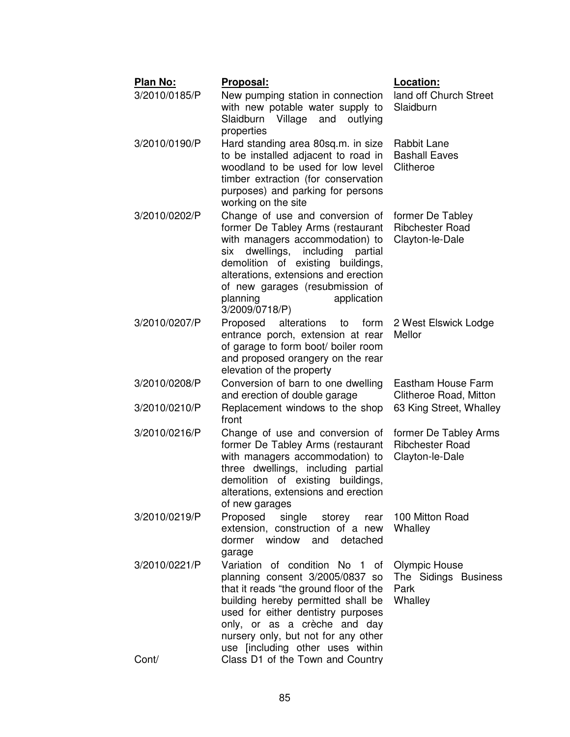| Plan No: | Proposal: | Location: |
|---|---|---|
| 3/2010/0185/P | New pumping station in connection with new potable water supply to Slaidburn Village and outlying properties | land off Church Street Slaidburn |
| 3/2010/0190/P | Hard standing area 80sq.m. in size to be installed adjacent to road in woodland to be used for low level timber extraction (for conservation purposes) and parking for persons working on the site | Rabbit Lane Bashall Eaves Clitheroe |
| 3/2010/0202/P | Change of use and conversion of former De Tabley Arms (restaurant with managers accommodation) to six dwellings, including partial demolition of existing buildings, alterations, extensions and erection of new garages (resubmission of planning application 3/2009/0718/P) | former De Tabley Ribchester Road Clayton-le-Dale |
| 3/2010/0207/P | Proposed alterations to form entrance porch, extension at rear of garage to form boot/ boiler room and proposed orangery on the rear elevation of the property | 2 West Elswick Lodge Mellor |
| 3/2010/0208/P | Conversion of barn to one dwelling and erection of double garage | Eastham House Farm Clitheroe Road, Mitton |
| 3/2010/0210/P | Replacement windows to the shop front | 63 King Street, Whalley |
| 3/2010/0216/P | Change of use and conversion of former De Tabley Arms (restaurant with managers accommodation) to three dwellings, including partial demolition of existing buildings, alterations, extensions and erection of new garages | former De Tabley Arms Ribchester Road Clayton-le-Dale |
| 3/2010/0219/P | Proposed single storey rear extension, construction of a new dormer window and detached garage | 100 Mitton Road Whalley |
| 3/2010/0221/P | Variation of condition No 1 of planning consent 3/2005/0837 so that it reads "the ground floor of the building hereby permitted shall be used for either dentistry purposes only, or as a crèche and day nursery only, but not for any other use [including other uses within | Olympic House The Sidings Business Park Whalley |
| Cont/ | Class D1 of the Town and Country | |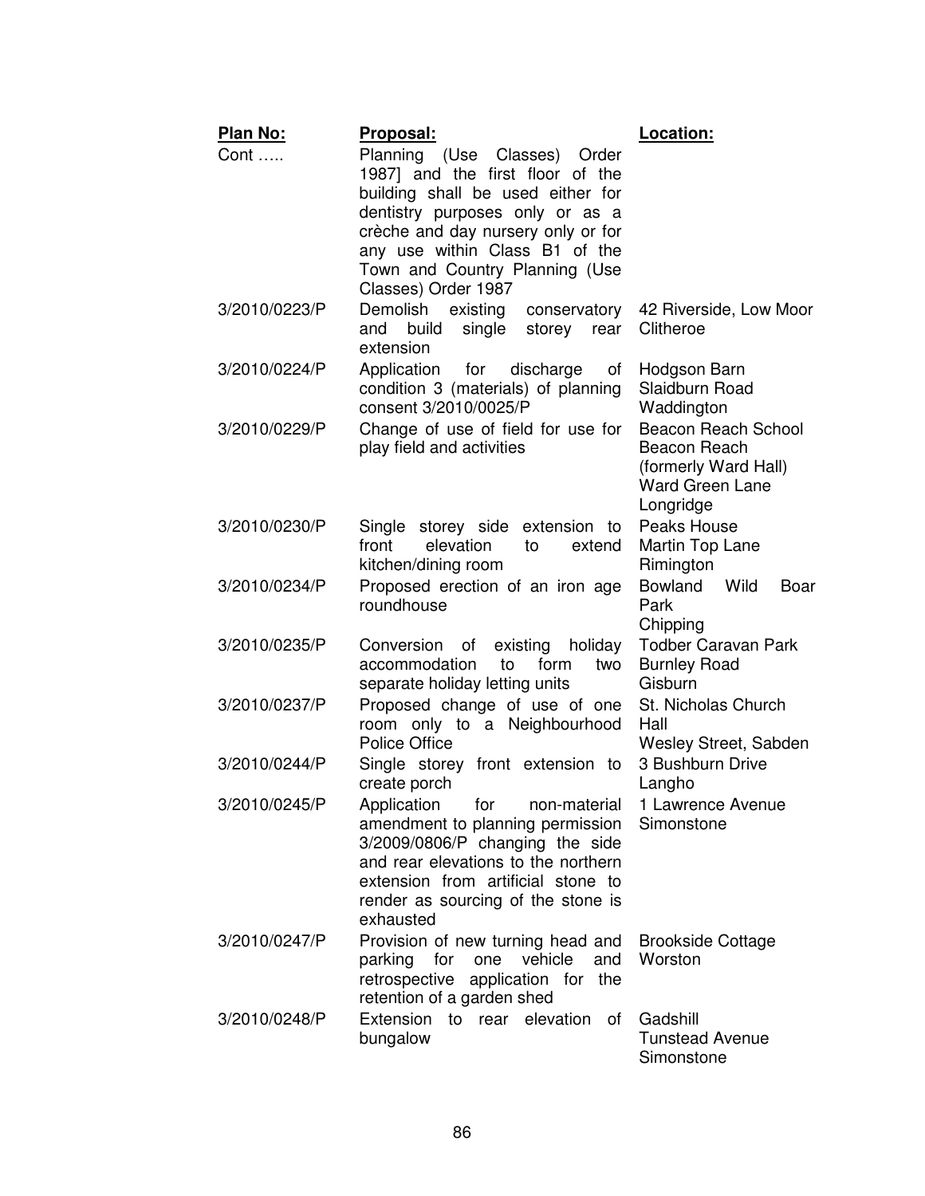| Plan No: | Proposal: | Location: |
|---|---|---|
| Cont ….. | Planning (Use Classes) Order 1987] and the first floor of the building shall be used either for dentistry purposes only or as a crèche and day nursery only or for any use within Class B1 of the Town and Country Planning (Use Classes) Order 1987 | |
| 3/2010/0223/P | Demolish existing conservatory and build single storey rear extension | 42 Riverside, Low Moor Clitheroe |
| 3/2010/0224/P | Application for discharge of condition 3 (materials) of planning consent 3/2010/0025/P | Hodgson Barn Slaidburn Road Waddington |
| 3/2010/0229/P | Change of use of field for use for play field and activities | Beacon Reach School Beacon Reach (formerly Ward Hall) Ward Green Lane Longridge |
| 3/2010/0230/P | Single storey side extension to front elevation to extend kitchen/dining room | Peaks House Martin Top Lane Rimington |
| 3/2010/0234/P | Proposed erection of an iron age roundhouse | Bowland Wild Boar Park Chipping |
| 3/2010/0235/P | Conversion of existing holiday accommodation to form two separate holiday letting units | Todber Caravan Park Burnley Road Gisburn |
| 3/2010/0237/P | Proposed change of use of one room only to a Neighbourhood Police Office | St. Nicholas Church Hall Wesley Street, Sabden |
| 3/2010/0244/P | Single storey front extension to create porch | 3 Bushburn Drive Langho |
| 3/2010/0245/P | Application for non-material amendment to planning permission 3/2009/0806/P changing the side and rear elevations to the northern extension from artificial stone to render as sourcing of the stone is exhausted | 1 Lawrence Avenue Simonstone |
| 3/2010/0247/P | Provision of new turning head and parking for one vehicle and retrospective application for the retention of a garden shed | Brookside Cottage Worston |
| 3/2010/0248/P | Extension to rear elevation of bungalow | Gadshill Tunstead Avenue Simonstone |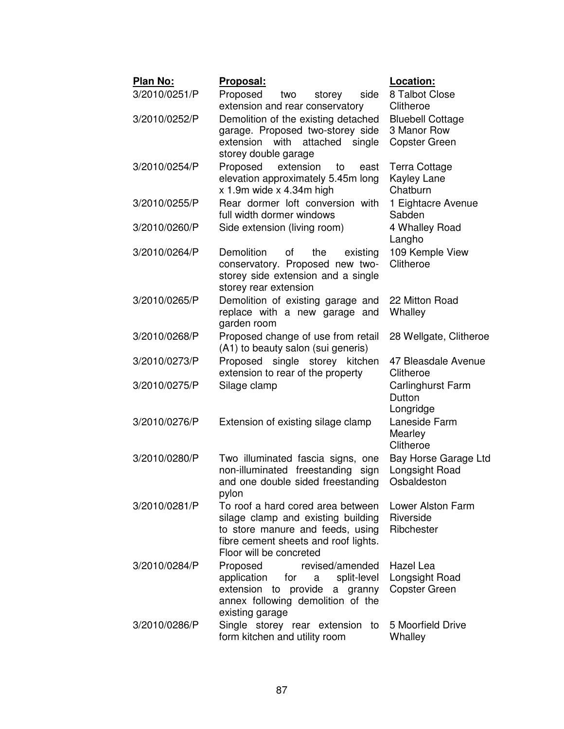| Plan No: | Proposal: | Location: |
|---|---|---|
| 3/2010/0251/P | Proposed two storey side extension and rear conservatory | 8 Talbot Close Clitheroe |
| 3/2010/0252/P | Demolition of the existing detached garage. Proposed two-storey side extension with attached single storey double garage | Bluebell Cottage 3 Manor Row Copster Green |
| 3/2010/0254/P | Proposed extension to east elevation approximately 5.45m long x 1.9m wide x 4.34m high | Terra Cottage Kayley Lane Chatburn |
| 3/2010/0255/P | Rear dormer loft conversion with full width dormer windows | 1 Eightacre Avenue Sabden |
| 3/2010/0260/P | Side extension (living room) | 4 Whalley Road Langho |
| 3/2010/0264/P | Demolition of the existing conservatory. Proposed new two-storey side extension and a single storey rear extension | 109 Kemple View Clitheroe |
| 3/2010/0265/P | Demolition of existing garage and replace with a new garage and garden room | 22 Mitton Road Whalley |
| 3/2010/0268/P | Proposed change of use from retail (A1) to beauty salon (sui generis) | 28 Wellgate, Clitheroe |
| 3/2010/0273/P | Proposed single storey kitchen extension to rear of the property | 47 Bleasdale Avenue Clitheroe |
| 3/2010/0275/P | Silage clamp | Carlinghurst Farm Dutton Longridge |
| 3/2010/0276/P | Extension of existing silage clamp | Laneside Farm Mearley Clitheroe |
| 3/2010/0280/P | Two illuminated fascia signs, one non-illuminated freestanding sign and one double sided freestanding pylon | Bay Horse Garage Ltd Longsight Road Osbaldeston |
| 3/2010/0281/P | To roof a hard cored area between silage clamp and existing building to store manure and feeds, using fibre cement sheets and roof lights. Floor will be concreted | Lower Alston Farm Riverside Ribchester |
| 3/2010/0284/P | Proposed revised/amended application for a split-level extension to provide a granny annex following demolition of the existing garage | Hazel Lea Longsight Road Copster Green |
| 3/2010/0286/P | Single storey rear extension to form kitchen and utility room | 5 Moorfield Drive Whalley |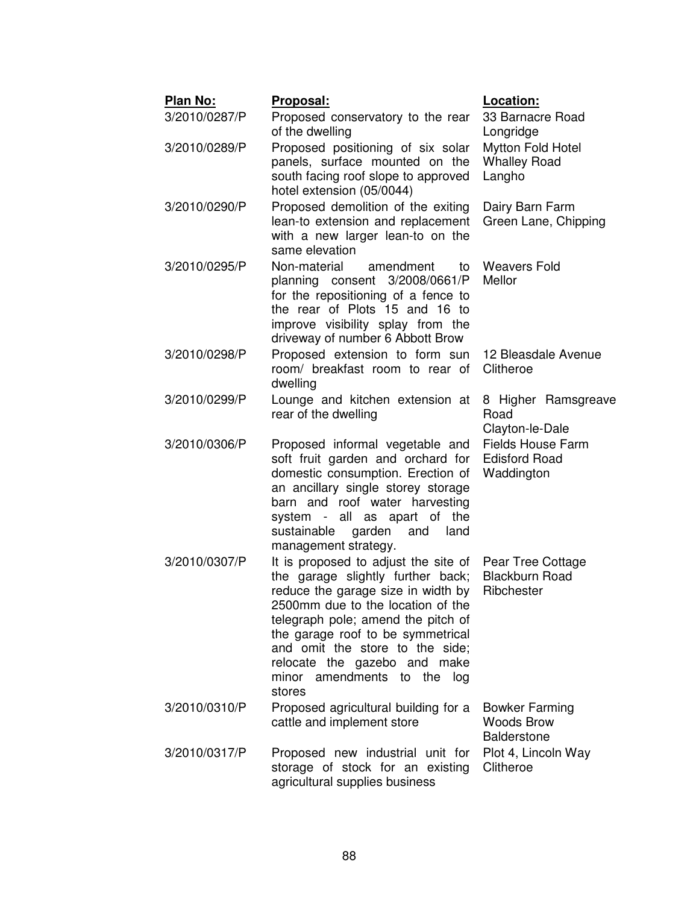| **Plan No:** | **Proposal:** | **Location:** |
|---|---|---|
| 3/2010/0287/P | Proposed conservatory to the rear of the dwelling | 33 Barnacre Road Longridge |
| 3/2010/0289/P | Proposed positioning of six solar panels, surface mounted on the south facing roof slope to approved hotel extension (05/0044) | Mytton Fold Hotel Whalley Road Langho |
| 3/2010/0290/P | Proposed demolition of the exiting lean-to extension and replacement with a new larger lean-to on the same elevation | Dairy Barn Farm Green Lane, Chipping |
| 3/2010/0295/P | Non-material amendment to planning consent 3/2008/0661/P for the repositioning of a fence to the rear of Plots 15 and 16 to improve visibility splay from the driveway of number 6 Abbott Brow | Weavers Fold Mellor |
| 3/2010/0298/P | Proposed extension to form sun room/ breakfast room to rear of dwelling | 12 Bleasdale Avenue Clitheroe |
| 3/2010/0299/P | Lounge and kitchen extension at rear of the dwelling | 8 Higher Ramsgreave Road Clayton-le-Dale |
| 3/2010/0306/P | Proposed informal vegetable and soft fruit garden and orchard for domestic consumption. Erection of an ancillary single storey storage barn and roof water harvesting system - all as apart of the sustainable garden and land management strategy. | Fields House Farm Edisford Road Waddington |
| 3/2010/0307/P | It is proposed to adjust the site of the garage slightly further back; reduce the garage size in width by 2500mm due to the location of the telegraph pole; amend the pitch of the garage roof to be symmetrical and omit the store to the side; relocate the gazebo and make minor amendments to the log stores | Pear Tree Cottage Blackburn Road Ribchester |
| 3/2010/0310/P | Proposed agricultural building for a cattle and implement store | Bowker Farming Woods Brow Balderstone |
| 3/2010/0317/P | Proposed new industrial unit for storage of stock for an existing agricultural supplies business | Plot 4, Lincoln Way Clitheroe |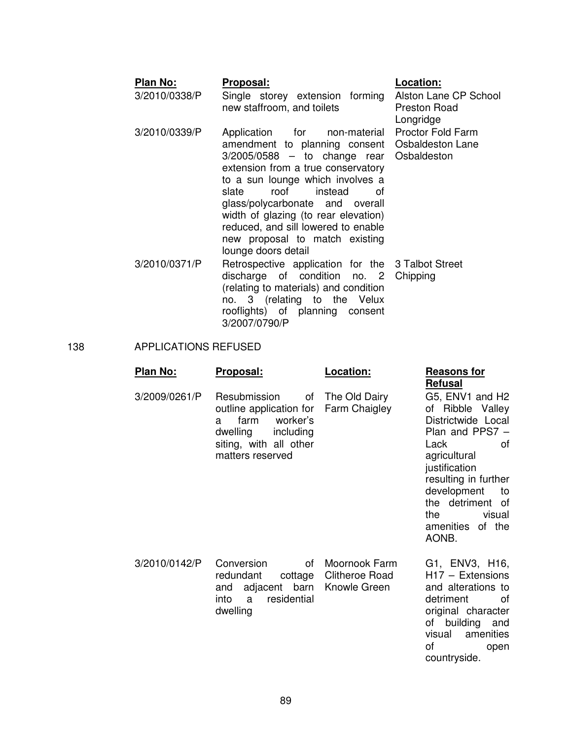| Plan No: | Proposal: | Location: |
|---|---|---|
| 3/2010/0338/P | Single storey extension forming new staffroom, and toilets | Alston Lane CP School Preston Road Longridge |
| 3/2010/0339/P | Application for non-material amendment to planning consent 3/2005/0588 – to change rear extension from a true conservatory to a sun lounge which involves a slate roof instead of glass/polycarbonate and overall width of glazing (to rear elevation) reduced, and sill lowered to enable new proposal to match existing lounge doors detail | Proctor Fold Farm Osbaldeston Lane Osbaldeston |
| 3/2010/0371/P | Retrospective application for the discharge of condition no. 2 (relating to materials) and condition no. 3 (relating to the Velux rooflights) of planning consent 3/2007/0790/P | 3 Talbot Street Chipping |

138 APPLICATIONS REFUSED

| Plan No: | Proposal: | Location: | Reasons for Refusal |
|---|---|---|---|
| 3/2009/0261/P | Resubmission of outline application for a farm worker's dwelling including siting, with all other matters reserved | The Old Dairy Farm Chaigley | G5, ENV1 and H2 of Ribble Valley Districtwide Local Plan and PPS7 – Lack of agricultural justification resulting in further development to the detriment of the visual amenities of the AONB. |
| 3/2010/0142/P | Conversion of redundant cottage and adjacent barn into a residential dwelling | Moornook Farm Clitheroe Road Knowle Green | G1, ENV3, H16, H17 – Extensions and alterations to detriment of original character of building and visual amenities of open countryside. |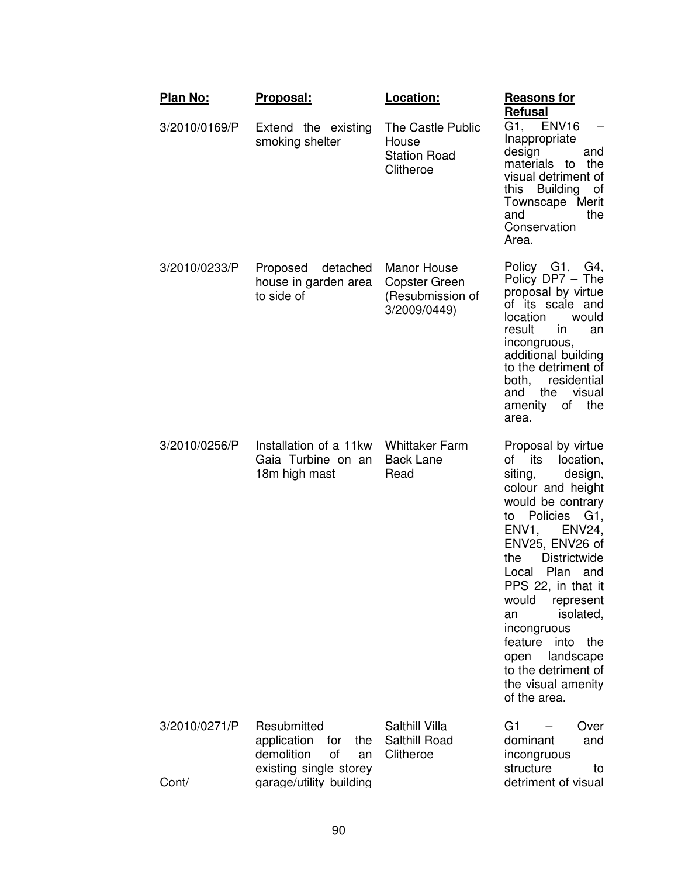| Plan No: | Proposal: | Location: | Reasons for Refusal |
|---|---|---|---|
| 3/2010/0169/P | Extend the existing smoking shelter | The Castle Public House Station Road Clitheroe | G1, ENV16 – Inappropriate design and materials to the visual detriment of this Building of Townscape Merit and the Conservation Area. |
| 3/2010/0233/P | Proposed detached house in garden area to side of | Manor House Copster Green (Resubmission of 3/2009/0449) | Policy G1, G4, Policy DP7 – The proposal by virtue of its scale and location would result in an incongruous, additional building to the detriment of both, residential and the visual amenity of the area. |
| 3/2010/0256/P | Installation of a 11kw Gaia Turbine on an 18m high mast | Whittaker Farm Back Lane Read | Proposal by virtue of its location, siting, design, colour and height would be contrary to Policies G1, ENV1, ENV24, ENV25, ENV26 of the Districtwide Local Plan and PPS 22, in that it would represent an isolated, incongruous feature into the open landscape to the detriment of the visual amenity of the area. |
| 3/2010/0271/P Cont/ | Resubmitted application for the demolition of an existing single storey garage/utility building | Salthill Villa Salthill Road Clitheroe | G1 – Over dominant and incongruous structure to detriment of visual |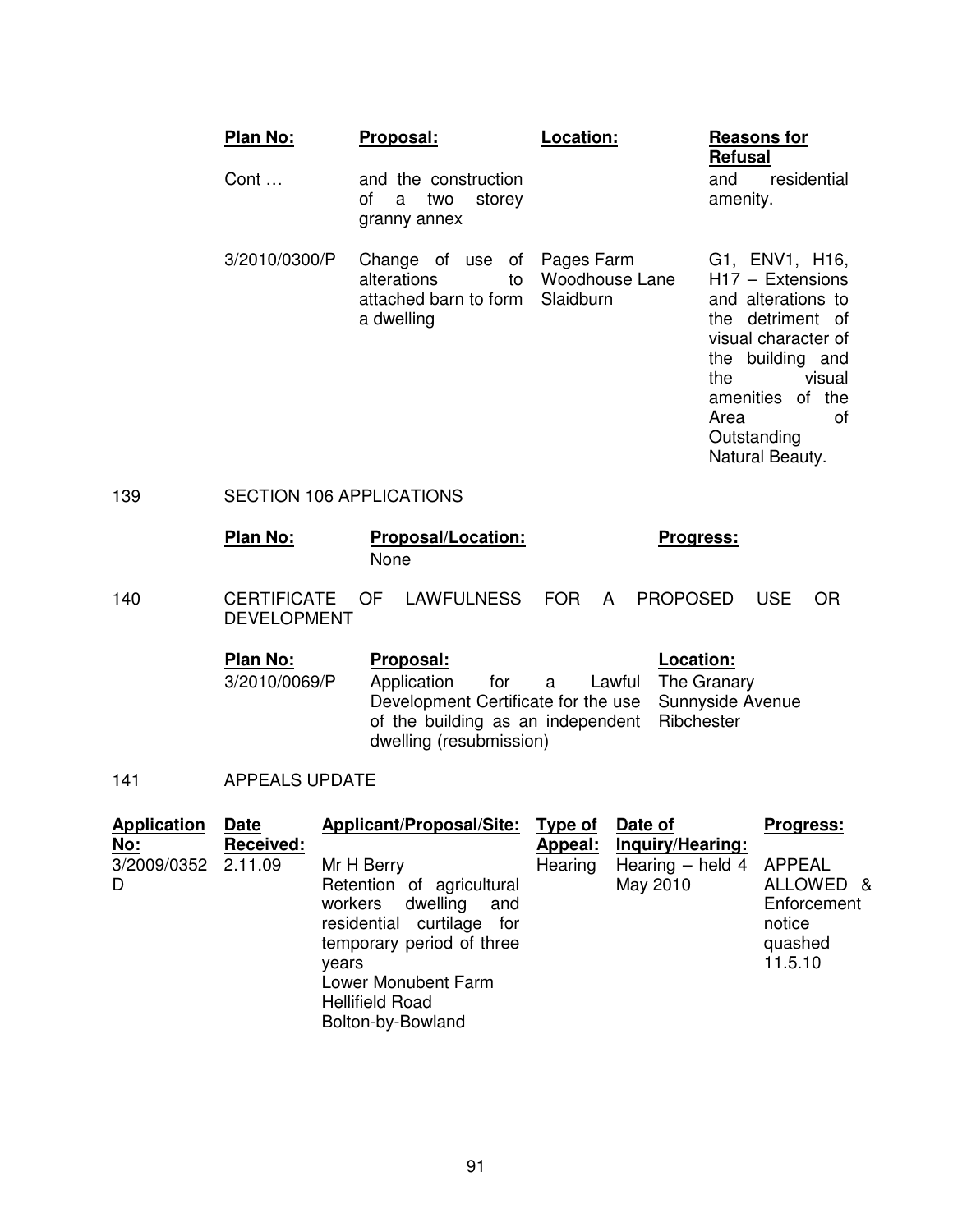| Plan No: | Proposal: | Location: | Reasons for Refusal |
|---|---|---|---|
| Cont … | and the construction of a two storey granny annex | | and residential amenity. |
| 3/2010/0300/P | Change of use of alterations to attached barn to form a dwelling | Pages Farm Woodhouse Lane Slaidburn | G1, ENV1, H16, H17 – Extensions and alterations to the detriment of visual character of the building and the visual amenities of the Area of Outstanding Natural Beauty. |

139 SECTION 106 APPLICATIONS

| Plan No: | Proposal/Location: | Progress: |
|---|---|---|
| | None | |

140 CERTIFICATE OF LAWFULNESS FOR A PROPOSED USE OR DEVELOPMENT

| Plan No: | Proposal: | Location: |
|---|---|---|
| 3/2010/0069/P | Application for a Lawful Development Certificate for the use of the building as an independent dwelling (resubmission) | The Granary Sunnyside Avenue Ribchester |

141 APPEALS UPDATE

| Application No: | Date Received: | Applicant/Proposal/Site: | Type of Appeal: | Date of Inquiry/Hearing: | Progress: |
|---|---|---|---|---|---|
| 3/2009/0352 D | 2.11.09 | Mr H Berry Retention of agricultural workers dwelling and residential curtilage for temporary period of three years Lower Monubent Farm Hellifield Road Bolton-by-Bowland | Hearing | Hearing – held 4 May 2010 | APPEAL ALLOWED & Enforcement notice quashed 11.5.10 |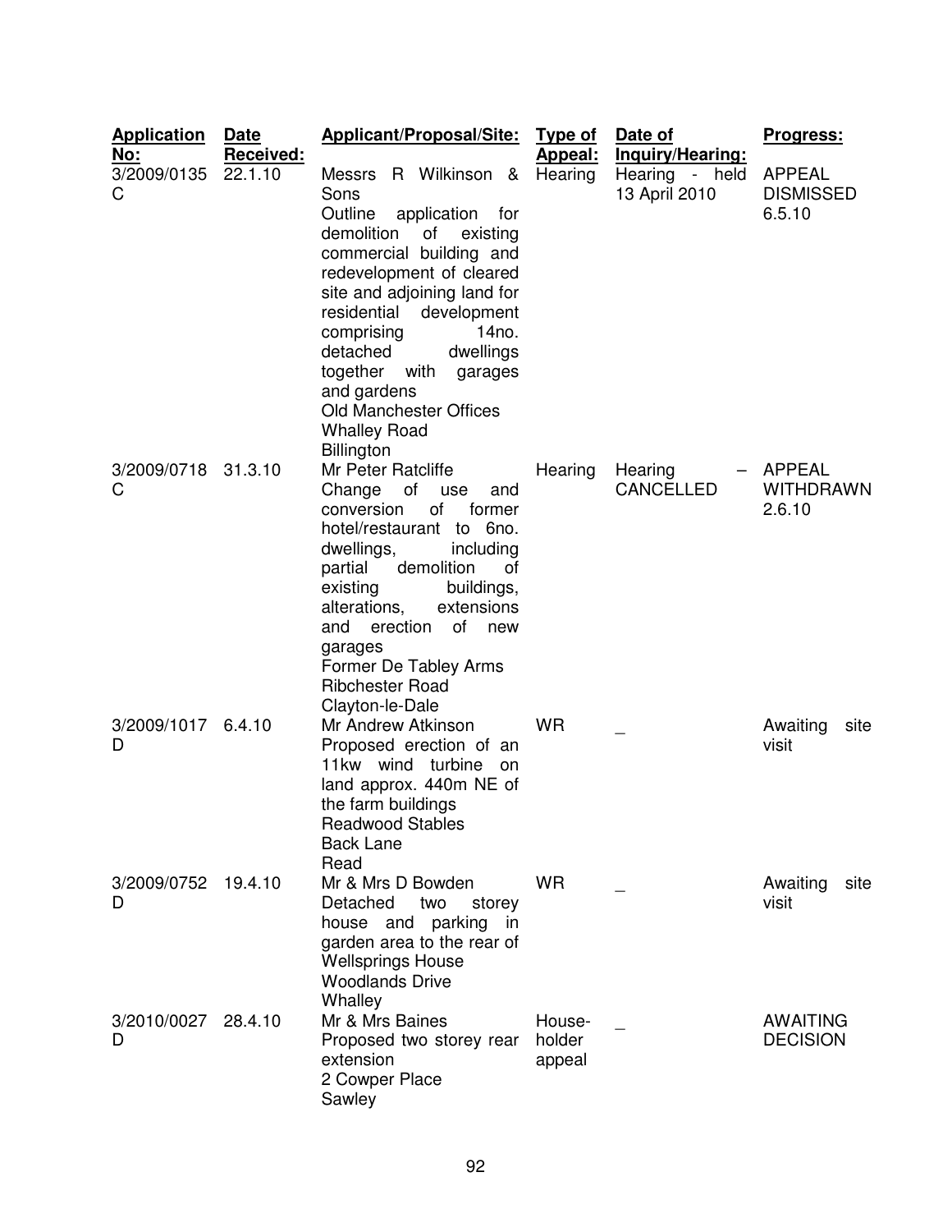| Application No: | Date Received: | Applicant/Proposal/Site: | Type of Appeal: | Date of Inquiry/Hearing: | Progress: |
|---|---|---|---|---|---|
| 3/2009/0135 C | 22.1.10 | Messrs R Wilkinson & Sons<br>Outline application for demolition of existing commercial building and redevelopment of cleared site and adjoining land for residential development comprising 14no. detached dwellings together with garages and gardens<br>Old Manchester Offices<br>Whalley Road<br>Billington | Hearing | Hearing - held 13 April 2010 | APPEAL DISMISSED 6.5.10 |
| 3/2009/0718 C | 31.3.10 | Mr Peter Ratcliffe<br>Change of use and conversion of former hotel/restaurant to 6no. dwellings, including partial demolition of existing buildings, alterations, extensions and erection of new garages<br>Former De Tabley Arms<br>Ribchester Road<br>Clayton-le-Dale | Hearing | Hearing – CANCELLED | APPEAL WITHDRAWN 2.6.10 |
| 3/2009/1017 D | 6.4.10 | Mr Andrew Atkinson<br>Proposed erection of an 11kw wind turbine on land approx. 440m NE of the farm buildings<br>Readwood Stables<br>Back Lane<br>Read | WR | _ | Awaiting site visit |
| 3/2009/0752 D | 19.4.10 | Mr & Mrs D Bowden<br>Detached two storey house and parking in garden area to the rear of Wellsprings House<br>Woodlands Drive<br>Whalley | WR | _ | Awaiting site visit |
| 3/2010/0027 D | 28.4.10 | Mr & Mrs Baines<br>Proposed two storey rear extension<br>2 Cowper Place<br>Sawley | House-holder appeal | _ | AWAITING DECISION |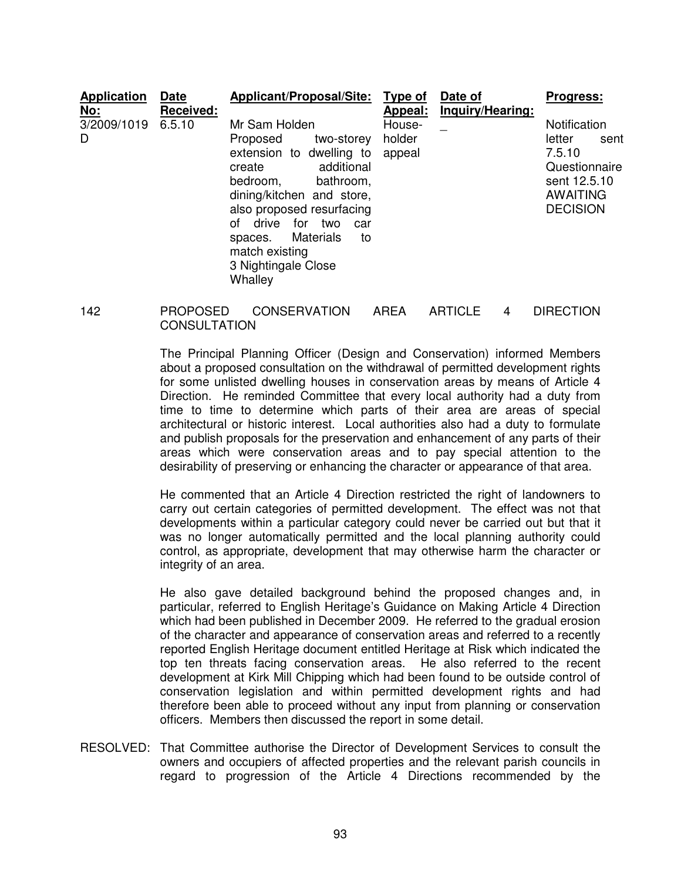| Application No: | Date Received: | Applicant/Proposal/Site: | Type of Appeal: | Date of Inquiry/Hearing: | Progress: |
|---|---|---|---|---|---|
| 3/2009/1019D | 6.5.10 | Mr Sam Holden<br>Proposed two-storey extension to dwelling to create additional bedroom, bathroom, dining/kitchen and store, also proposed resurfacing of drive for two car spaces. Materials to match existing<br>3 Nightingale Close Whalley | House-holder appeal | _ | Notification letter sent 7.5.10<br>Questionnaire sent 12.5.10<br>AWAITING DECISION |

142 PROPOSED CONSERVATION AREA ARTICLE 4 DIRECTION CONSULTATION

The Principal Planning Officer (Design and Conservation) informed Members about a proposed consultation on the withdrawal of permitted development rights for some unlisted dwelling houses in conservation areas by means of Article 4 Direction. He reminded Committee that every local authority had a duty from time to time to determine which parts of their area are areas of special architectural or historic interest. Local authorities also had a duty to formulate and publish proposals for the preservation and enhancement of any parts of their areas which were conservation areas and to pay special attention to the desirability of preserving or enhancing the character or appearance of that area.

He commented that an Article 4 Direction restricted the right of landowners to carry out certain categories of permitted development. The effect was not that developments within a particular category could never be carried out but that it was no longer automatically permitted and the local planning authority could control, as appropriate, development that may otherwise harm the character or integrity of an area.

He also gave detailed background behind the proposed changes and, in particular, referred to English Heritage's Guidance on Making Article 4 Direction which had been published in December 2009. He referred to the gradual erosion of the character and appearance of conservation areas and referred to a recently reported English Heritage document entitled Heritage at Risk which indicated the top ten threats facing conservation areas. He also referred to the recent development at Kirk Mill Chipping which had been found to be outside control of conservation legislation and within permitted development rights and had therefore been able to proceed without any input from planning or conservation officers. Members then discussed the report in some detail.

RESOLVED: That Committee authorise the Director of Development Services to consult the owners and occupiers of affected properties and the relevant parish councils in regard to progression of the Article 4 Directions recommended by the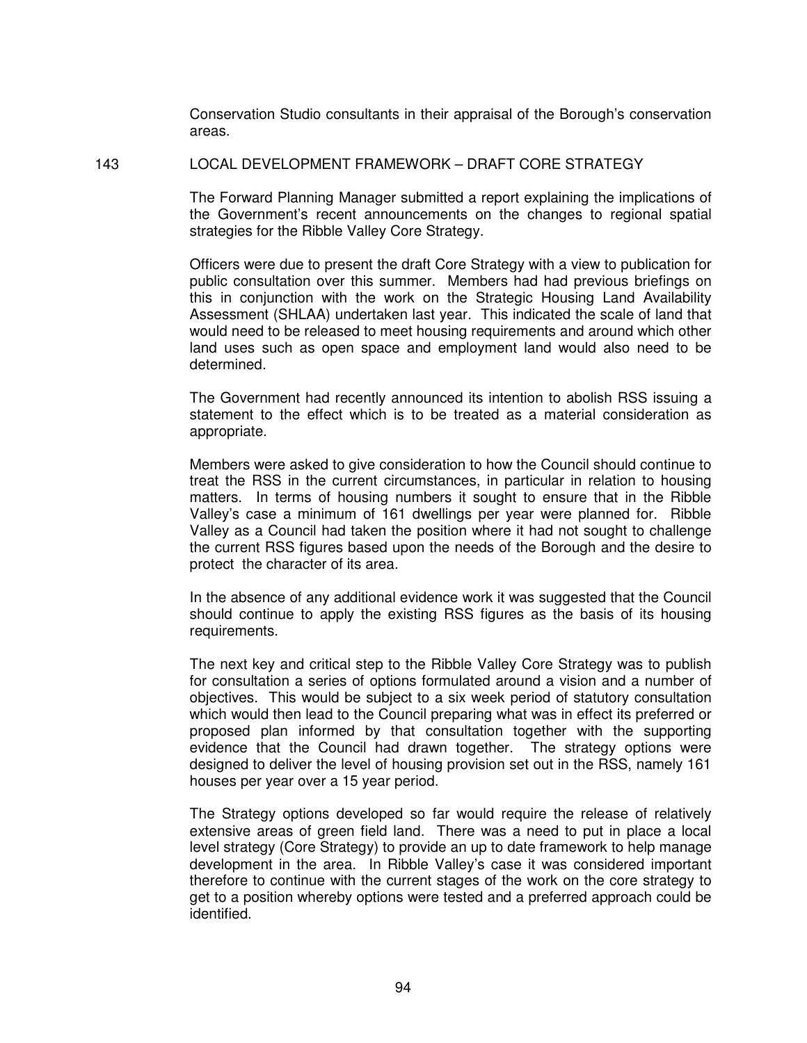Conservation Studio consultants in their appraisal of the Borough's conservation areas.

## 143 LOCAL DEVELOPMENT FRAMEWORK – DRAFT CORE STRATEGY

The Forward Planning Manager submitted a report explaining the implications of the Government's recent announcements on the changes to regional spatial strategies for the Ribble Valley Core Strategy.

Officers were due to present the draft Core Strategy with a view to publication for public consultation over this summer. Members had had previous briefings on this in conjunction with the work on the Strategic Housing Land Availability Assessment (SHLAA) undertaken last year. This indicated the scale of land that would need to be released to meet housing requirements and around which other land uses such as open space and employment land would also need to be determined.

The Government had recently announced its intention to abolish RSS issuing a statement to the effect which is to be treated as a material consideration as appropriate.

Members were asked to give consideration to how the Council should continue to treat the RSS in the current circumstances, in particular in relation to housing matters. In terms of housing numbers it sought to ensure that in the Ribble Valley's case a minimum of 161 dwellings per year were planned for. Ribble Valley as a Council had taken the position where it had not sought to challenge the current RSS figures based upon the needs of the Borough and the desire to protect the character of its area.

In the absence of any additional evidence work it was suggested that the Council should continue to apply the existing RSS figures as the basis of its housing requirements.

The next key and critical step to the Ribble Valley Core Strategy was to publish for consultation a series of options formulated around a vision and a number of objectives. This would be subject to a six week period of statutory consultation which would then lead to the Council preparing what was in effect its preferred or proposed plan informed by that consultation together with the supporting evidence that the Council had drawn together. The strategy options were designed to deliver the level of housing provision set out in the RSS, namely 161 houses per year over a 15 year period.

The Strategy options developed so far would require the release of relatively extensive areas of green field land. There was a need to put in place a local level strategy (Core Strategy) to provide an up to date framework to help manage development in the area. In Ribble Valley's case it was considered important therefore to continue with the current stages of the work on the core strategy to get to a position whereby options were tested and a preferred approach could be identified.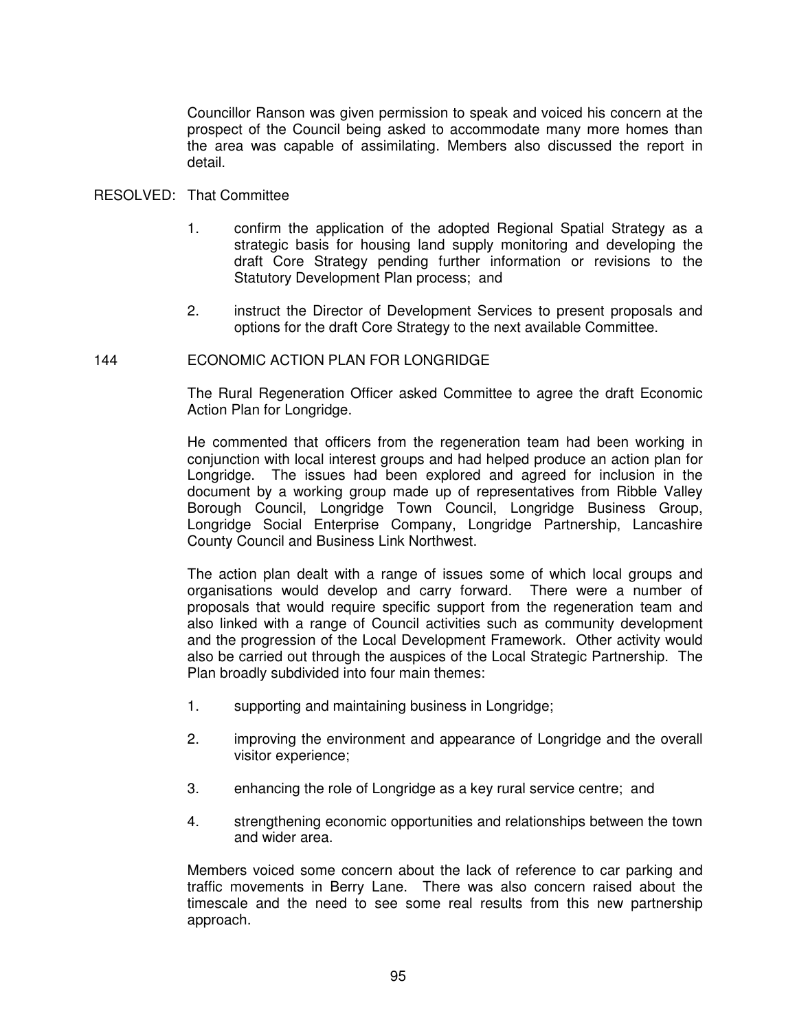Councillor Ranson was given permission to speak and voiced his concern at the prospect of the Council being asked to accommodate many more homes than the area was capable of assimilating. Members also discussed the report in detail.

RESOLVED: That Committee

1. confirm the application of the adopted Regional Spatial Strategy as a strategic basis for housing land supply monitoring and developing the draft Core Strategy pending further information or revisions to the Statutory Development Plan process; and

2. instruct the Director of Development Services to present proposals and options for the draft Core Strategy to the next available Committee.

## 144 ECONOMIC ACTION PLAN FOR LONGRIDGE

The Rural Regeneration Officer asked Committee to agree the draft Economic Action Plan for Longridge.

He commented that officers from the regeneration team had been working in conjunction with local interest groups and had helped produce an action plan for Longridge. The issues had been explored and agreed for inclusion in the document by a working group made up of representatives from Ribble Valley Borough Council, Longridge Town Council, Longridge Business Group, Longridge Social Enterprise Company, Longridge Partnership, Lancashire County Council and Business Link Northwest.

The action plan dealt with a range of issues some of which local groups and organisations would develop and carry forward. There were a number of proposals that would require specific support from the regeneration team and also linked with a range of Council activities such as community development and the progression of the Local Development Framework. Other activity would also be carried out through the auspices of the Local Strategic Partnership. The Plan broadly subdivided into four main themes:

1. supporting and maintaining business in Longridge;

2. improving the environment and appearance of Longridge and the overall visitor experience;

3. enhancing the role of Longridge as a key rural service centre; and

4. strengthening economic opportunities and relationships between the town and wider area.

Members voiced some concern about the lack of reference to car parking and traffic movements in Berry Lane. There was also concern raised about the timescale and the need to see some real results from this new partnership approach.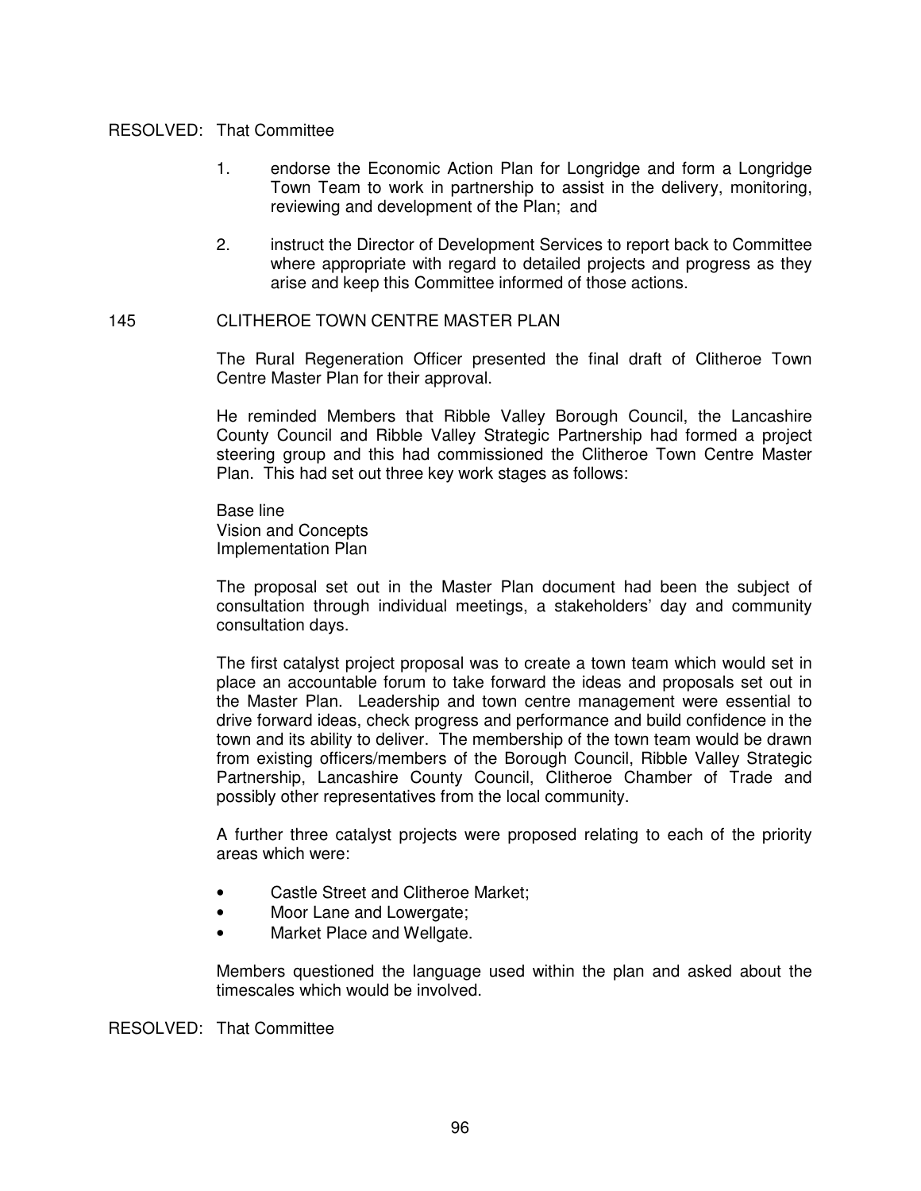RESOLVED: That Committee

1. endorse the Economic Action Plan for Longridge and form a Longridge Town Team to work in partnership to assist in the delivery, monitoring, reviewing and development of the Plan; and

2. instruct the Director of Development Services to report back to Committee where appropriate with regard to detailed projects and progress as they arise and keep this Committee informed of those actions.

145 CLITHEROE TOWN CENTRE MASTER PLAN

The Rural Regeneration Officer presented the final draft of Clitheroe Town Centre Master Plan for their approval.

He reminded Members that Ribble Valley Borough Council, the Lancashire County Council and Ribble Valley Strategic Partnership had formed a project steering group and this had commissioned the Clitheroe Town Centre Master Plan. This had set out three key work stages as follows:

Base line
Vision and Concepts
Implementation Plan

The proposal set out in the Master Plan document had been the subject of consultation through individual meetings, a stakeholders' day and community consultation days.

The first catalyst project proposal was to create a town team which would set in place an accountable forum to take forward the ideas and proposals set out in the Master Plan. Leadership and town centre management were essential to drive forward ideas, check progress and performance and build confidence in the town and its ability to deliver. The membership of the town team would be drawn from existing officers/members of the Borough Council, Ribble Valley Strategic Partnership, Lancashire County Council, Clitheroe Chamber of Trade and possibly other representatives from the local community.

A further three catalyst projects were proposed relating to each of the priority areas which were:

- Castle Street and Clitheroe Market;
- Moor Lane and Lowergate;
- Market Place and Wellgate.

Members questioned the language used within the plan and asked about the timescales which would be involved.

RESOLVED: That Committee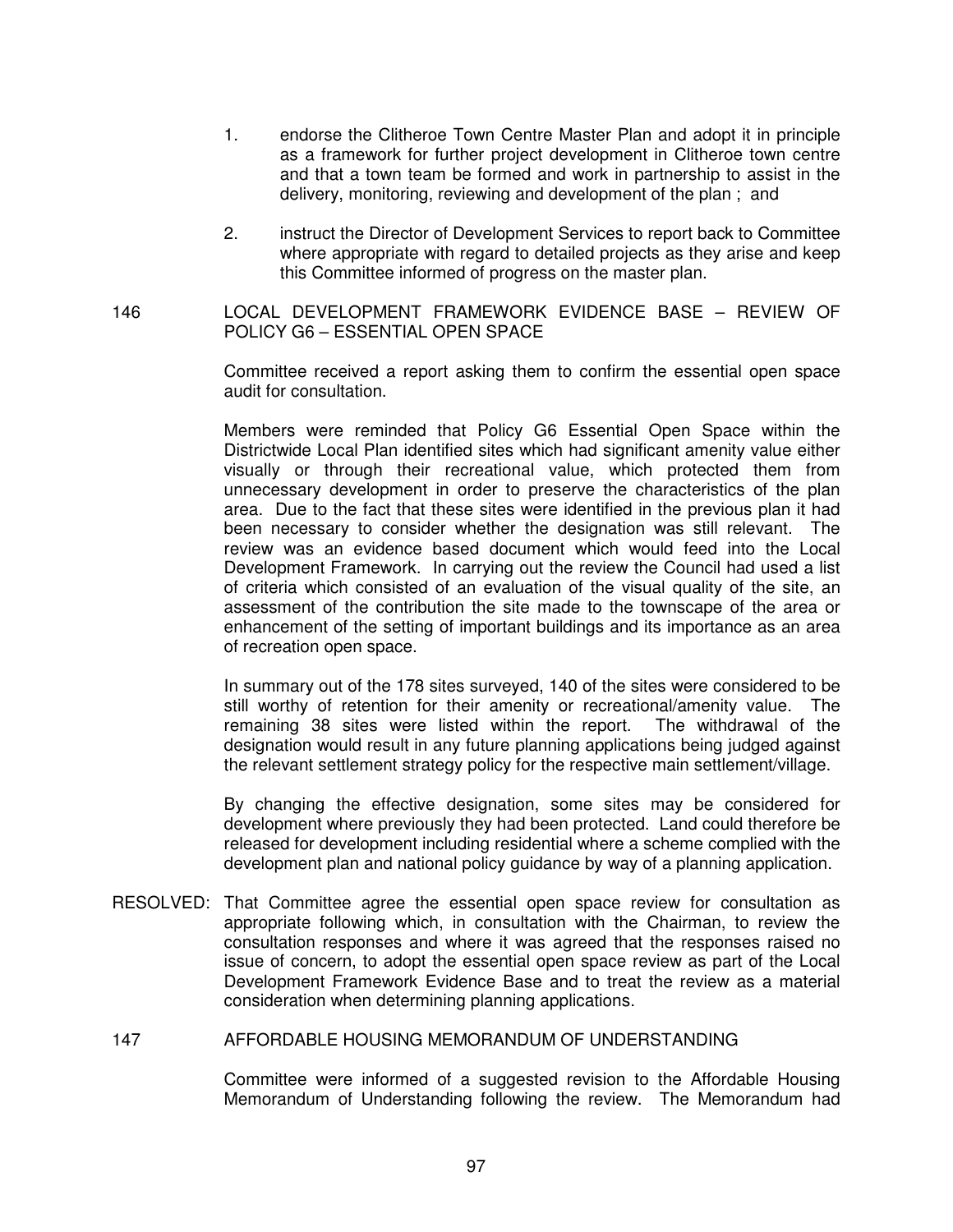1. endorse the Clitheroe Town Centre Master Plan and adopt it in principle as a framework for further project development in Clitheroe town centre and that a town team be formed and work in partnership to assist in the delivery, monitoring, reviewing and development of the plan ; and

2. instruct the Director of Development Services to report back to Committee where appropriate with regard to detailed projects as they arise and keep this Committee informed of progress on the master plan.

146 LOCAL DEVELOPMENT FRAMEWORK EVIDENCE BASE – REVIEW OF POLICY G6 – ESSENTIAL OPEN SPACE

Committee received a report asking them to confirm the essential open space audit for consultation.

Members were reminded that Policy G6 Essential Open Space within the Districtwide Local Plan identified sites which had significant amenity value either visually or through their recreational value, which protected them from unnecessary development in order to preserve the characteristics of the plan area. Due to the fact that these sites were identified in the previous plan it had been necessary to consider whether the designation was still relevant. The review was an evidence based document which would feed into the Local Development Framework. In carrying out the review the Council had used a list of criteria which consisted of an evaluation of the visual quality of the site, an assessment of the contribution the site made to the townscape of the area or enhancement of the setting of important buildings and its importance as an area of recreation open space.

In summary out of the 178 sites surveyed, 140 of the sites were considered to be still worthy of retention for their amenity or recreational/amenity value. The remaining 38 sites were listed within the report. The withdrawal of the designation would result in any future planning applications being judged against the relevant settlement strategy policy for the respective main settlement/village.

By changing the effective designation, some sites may be considered for development where previously they had been protected. Land could therefore be released for development including residential where a scheme complied with the development plan and national policy guidance by way of a planning application.

RESOLVED: That Committee agree the essential open space review for consultation as appropriate following which, in consultation with the Chairman, to review the consultation responses and where it was agreed that the responses raised no issue of concern, to adopt the essential open space review as part of the Local Development Framework Evidence Base and to treat the review as a material consideration when determining planning applications.

147 AFFORDABLE HOUSING MEMORANDUM OF UNDERSTANDING

Committee were informed of a suggested revision to the Affordable Housing Memorandum of Understanding following the review. The Memorandum had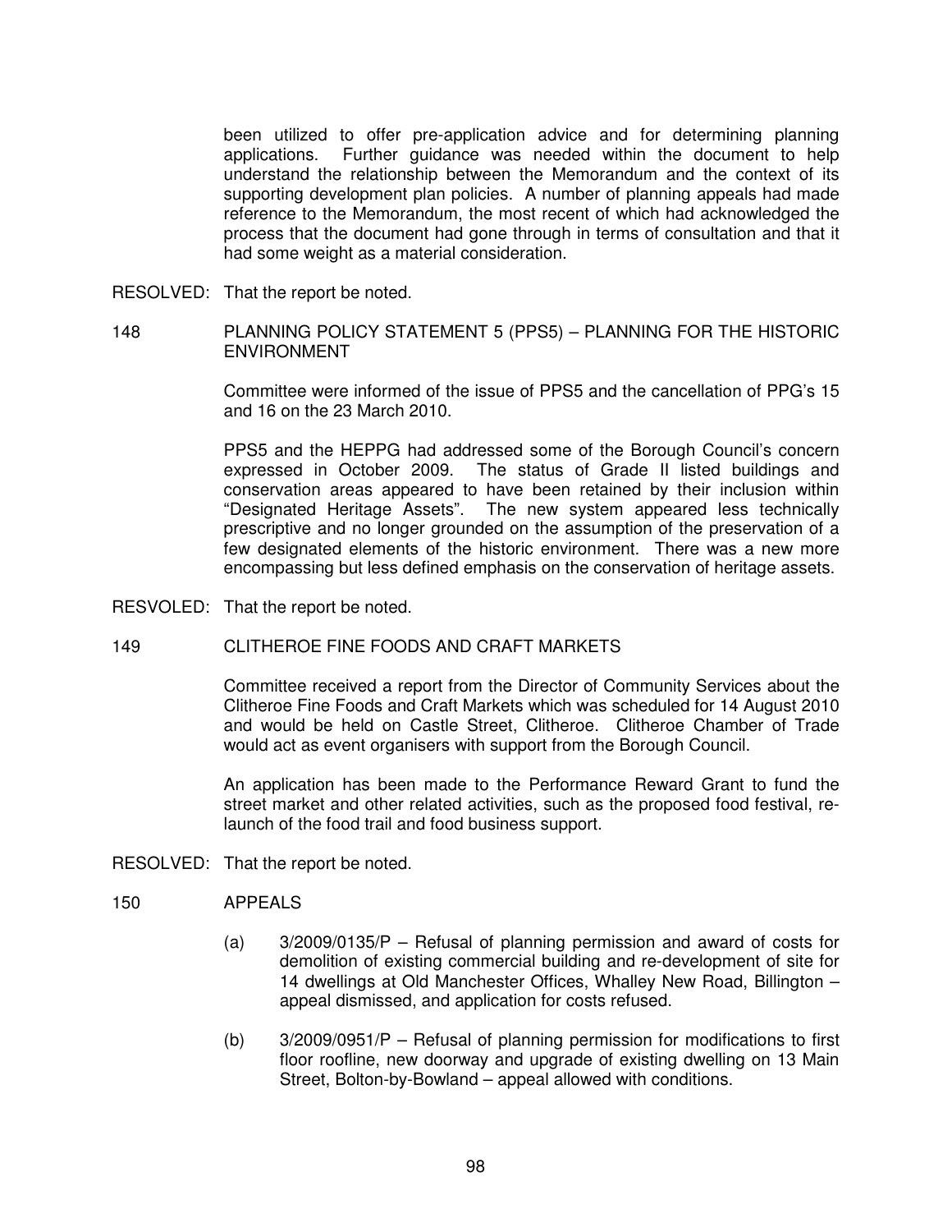been utilized to offer pre-application advice and for determining planning applications. Further guidance was needed within the document to help understand the relationship between the Memorandum and the context of its supporting development plan policies. A number of planning appeals had made reference to the Memorandum, the most recent of which had acknowledged the process that the document had gone through in terms of consultation and that it had some weight as a material consideration.

RESOLVED: That the report be noted.

148 PLANNING POLICY STATEMENT 5 (PPS5) – PLANNING FOR THE HISTORIC ENVIRONMENT

Committee were informed of the issue of PPS5 and the cancellation of PPG's 15 and 16 on the 23 March 2010.

PPS5 and the HEPPG had addressed some of the Borough Council's concern expressed in October 2009. The status of Grade II listed buildings and conservation areas appeared to have been retained by their inclusion within "Designated Heritage Assets". The new system appeared less technically prescriptive and no longer grounded on the assumption of the preservation of a few designated elements of the historic environment. There was a new more encompassing but less defined emphasis on the conservation of heritage assets.

RESVOLED: That the report be noted.

149 CLITHEROE FINE FOODS AND CRAFT MARKETS

Committee received a report from the Director of Community Services about the Clitheroe Fine Foods and Craft Markets which was scheduled for 14 August 2010 and would be held on Castle Street, Clitheroe. Clitheroe Chamber of Trade would act as event organisers with support from the Borough Council.

An application has been made to the Performance Reward Grant to fund the street market and other related activities, such as the proposed food festival, re-launch of the food trail and food business support.

RESOLVED: That the report be noted.

150 APPEALS

(a) 3/2009/0135/P – Refusal of planning permission and award of costs for demolition of existing commercial building and re-development of site for 14 dwellings at Old Manchester Offices, Whalley New Road, Billington – appeal dismissed, and application for costs refused.

(b) 3/2009/0951/P – Refusal of planning permission for modifications to first floor roofline, new doorway and upgrade of existing dwelling on 13 Main Street, Bolton-by-Bowland – appeal allowed with conditions.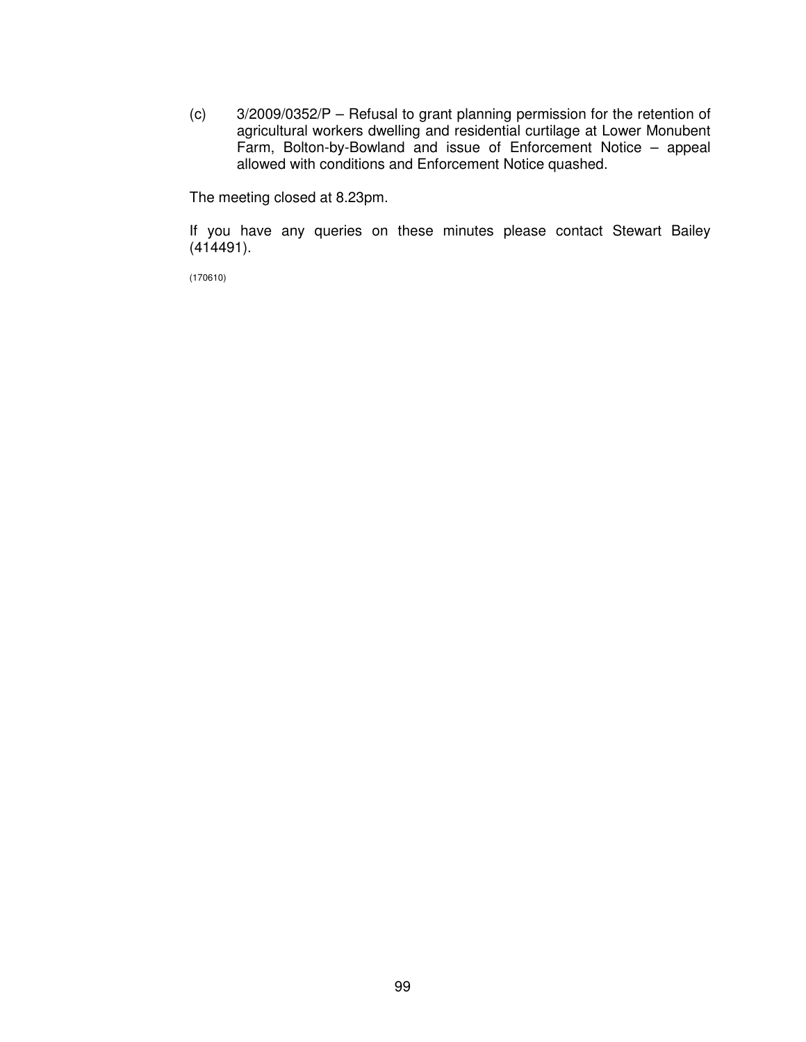(c) 3/2009/0352/P – Refusal to grant planning permission for the retention of agricultural workers dwelling and residential curtilage at Lower Monubent Farm, Bolton-by-Bowland and issue of Enforcement Notice – appeal allowed with conditions and Enforcement Notice quashed.

The meeting closed at 8.23pm.

If you have any queries on these minutes please contact Stewart Bailey (414491).

(170610)